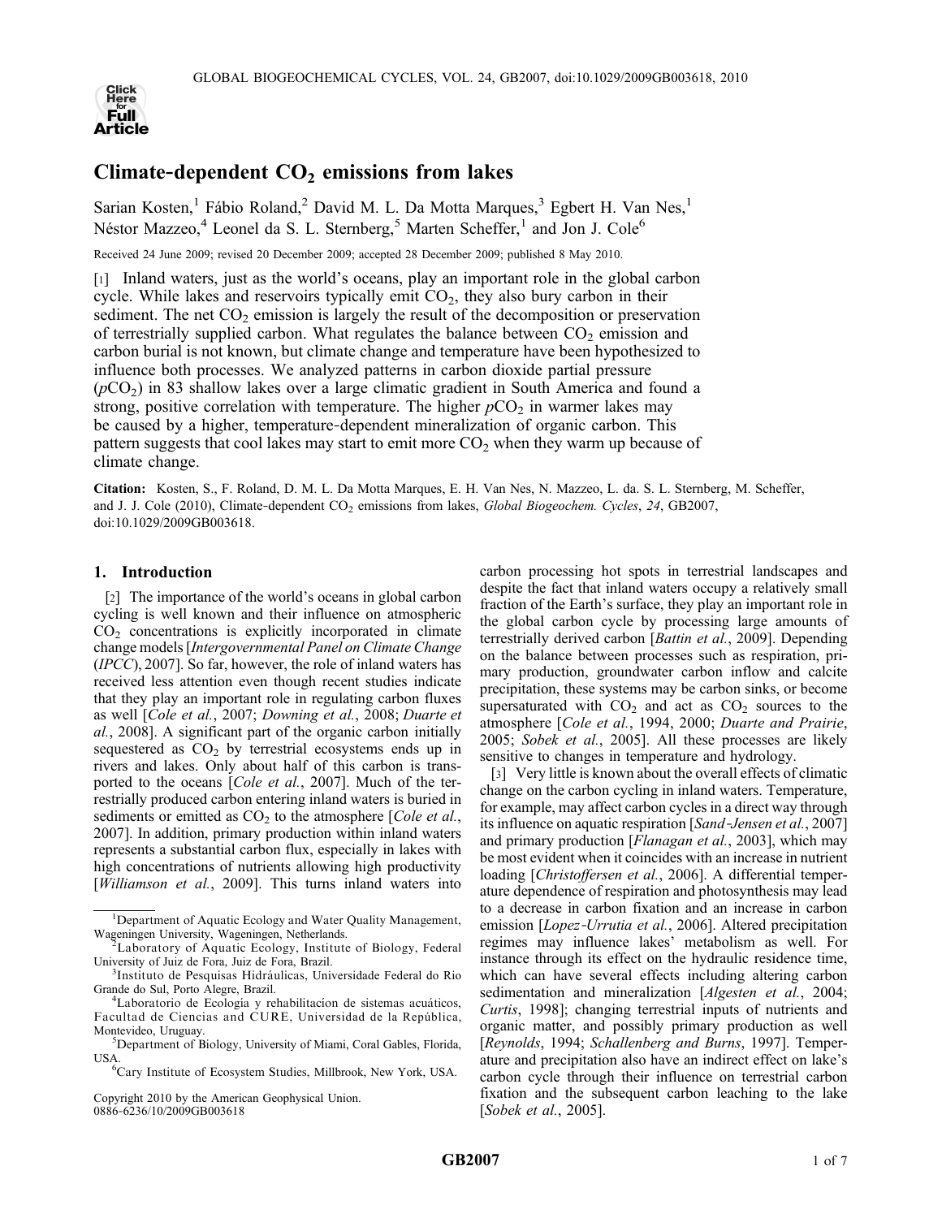# Climate-dependent $CO_2$ emissions from lakes

Sarian Kosten,[1] Fábio Roland,[2] David M. L. Da Motta Marques,[3] Egbert H. Van Nes,[1] Néstor Mazzeo,[4] Leonel da S. L. Sternberg,[5] Marten Scheffer,[1] and Jon J. Cole[6]

Received 24 June 2009; revised 20 December 2009; accepted 28 December 2009; published 8 May 2010.

[1] Inland waters, just as the world's oceans, play an important role in the global carbon cycle. While lakes and reservoirs typically emit $CO_2$, they also bury carbon in their sediment. The net $CO_2$ emission is largely the result of the decomposition or preservation of terrestrially supplied carbon. What regulates the balance between $CO_2$ emission and carbon burial is not known, but climate change and temperature have been hypothesized to influence both processes. We analyzed patterns in carbon dioxide partial pressure ($pCO_2$) in 83 shallow lakes over a large climatic gradient in South America and found a strong, positive correlation with temperature. The higher $pCO_2$ in warmer lakes may be caused by a higher, temperature-dependent mineralization of organic carbon. This pattern suggests that cool lakes may start to emit more $CO_2$ when they warm up because of climate change.

**Citation:** Kosten, S., F. Roland, D. M. L. Da Motta Marques, E. H. Van Nes, N. Mazzeo, L. da. S. L. Sternberg, M. Scheffer, and J. J. Cole (2010), Climate-dependent $CO_2$ emissions from lakes, *Global Biogeochem. Cycles*, *24*, GB2007, doi:10.1029/2009GB003618.

## 1. Introduction

[2] The importance of the world's oceans in global carbon cycling is well known and their influence on atmospheric $CO_2$ concentrations is explicitly incorporated in climate change models [*Intergovernmental Panel on Climate Change* (*IPCC*), 2007]. So far, however, the role of inland waters has received less attention even though recent studies indicate that they play an important role in regulating carbon fluxes as well [*Cole et al.*, 2007; *Downing et al.*, 2008; *Duarte et al.*, 2008]. A significant part of the organic carbon initially sequestered as $CO_2$ by terrestrial ecosystems ends up in rivers and lakes. Only about half of this carbon is transported to the oceans [*Cole et al.*, 2007]. Much of the terrestrially produced carbon entering inland waters is buried in sediments or emitted as $CO_2$ to the atmosphere [*Cole et al.*, 2007]. In addition, primary production within inland waters represents a substantial carbon flux, especially in lakes with high concentrations of nutrients allowing high productivity [*Williamson et al.*, 2009]. This turns inland waters into carbon processing hot spots in terrestrial landscapes and despite the fact that inland waters occupy a relatively small fraction of the Earth's surface, they play an important role in the global carbon cycle by processing large amounts of terrestrially derived carbon [*Battin et al.*, 2009]. Depending on the balance between processes such as respiration, primary production, groundwater carbon inflow and calcite precipitation, these systems may be carbon sinks, or become supersaturated with $CO_2$ and act as $CO_2$ sources to the atmosphere [*Cole et al.*, 1994, 2000; *Duarte and Prairie*, 2005; *Sobek et al.*, 2005]. All these processes are likely sensitive to changes in temperature and hydrology.

[3] Very little is known about the overall effects of climatic change on the carbon cycling in inland waters. Temperature, for example, may affect carbon cycles in a direct way through its influence on aquatic respiration [*Sand-Jensen et al.*, 2007] and primary production [*Flanagan et al.*, 2003], which may be most evident when it coincides with an increase in nutrient loading [*Christoffersen et al.*, 2006]. A differential temperature dependence of respiration and photosynthesis may lead to a decrease in carbon fixation and an increase in carbon emission [*Lopez-Urrutia et al.*, 2006]. Altered precipitation regimes may influence lakes' metabolism as well. For instance through its effect on the hydraulic residence time, which can have several effects including altering carbon sedimentation and mineralization [*Algesten et al.*, 2004; *Curtis*, 1998]; changing terrestrial inputs of nutrients and organic matter, and possibly primary production as well [*Reynolds*, 1994; *Schallenberg and Burns*, 1997]. Temperature and precipitation also have an indirect effect on lake's carbon cycle through their influence on terrestrial carbon fixation and the subsequent carbon leaching to the lake [*Sobek et al.*, 2005].

---

[1] Department of Aquatic Ecology and Water Quality Management, Wageningen University, Wageningen, Netherlands.

[2] Laboratory of Aquatic Ecology, Institute of Biology, Federal University of Juiz de Fora, Juiz de Fora, Brazil.

[3] Instituto de Pesquisas Hidráulicas, Universidade Federal do Rio Grande do Sul, Porto Alegre, Brazil.

[4] Laboratorio de Ecología y rehabilitacíon de sistemas acuáticos, Facultad de Ciencias and CURE, Universidad de la República, Montevideo, Uruguay.

[5] Department of Biology, University of Miami, Coral Gables, Florida, USA.

[6] Cary Institute of Ecosystem Studies, Millbrook, New York, USA.

Copyright 2010 by the American Geophysical Union.
0886-6236/10/2009GB003618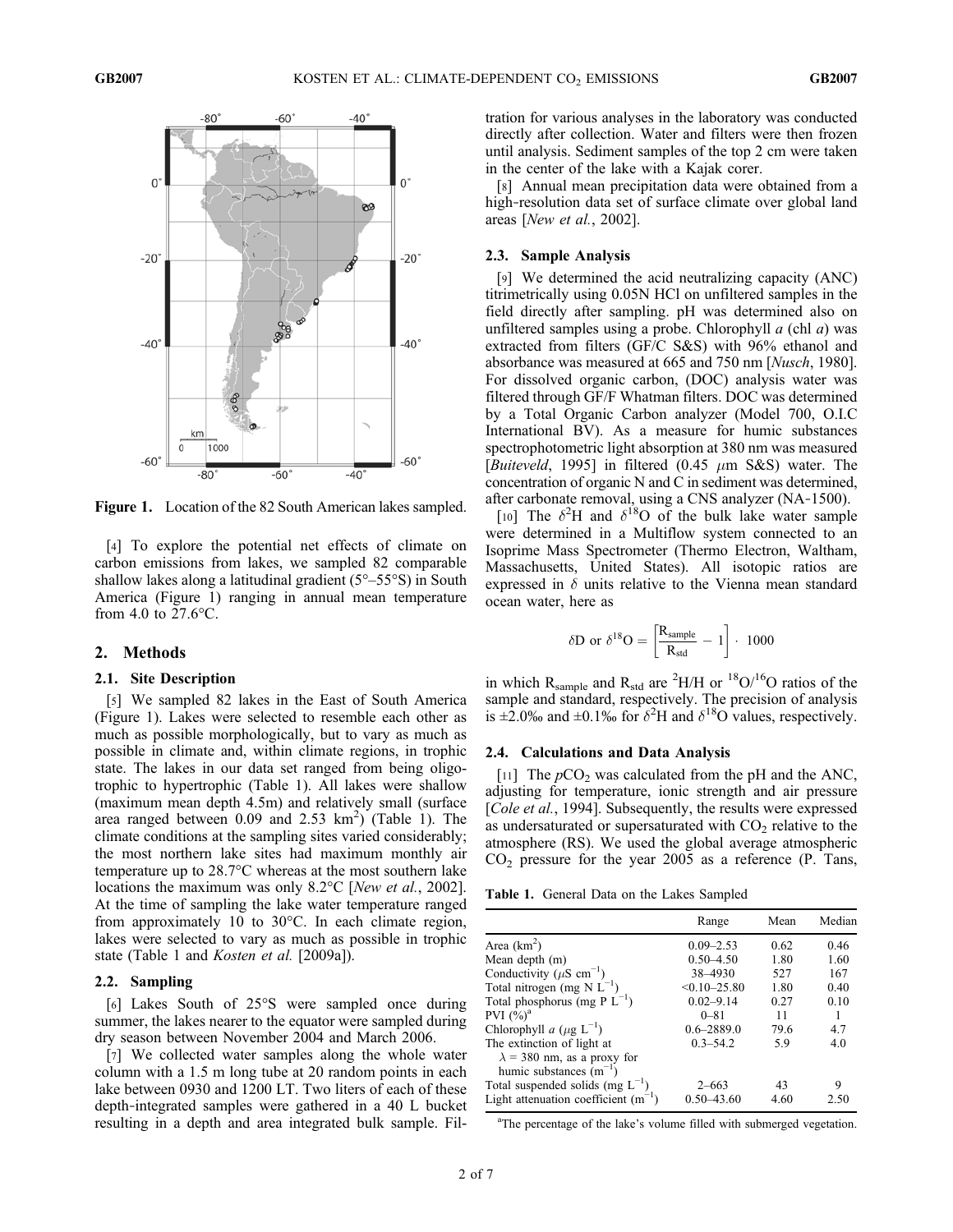Figure 1. Location of the 82 South American lakes sampled.

[4] To explore the potential net effects of climate on carbon emissions from lakes, we sampled 82 comparable shallow lakes along a latitudinal gradient (5°–55°S) in South America (Figure 1) ranging in annual mean temperature from 4.0 to 27.6°C.

## 2. Methods

### 2.1. Site Description

[5] We sampled 82 lakes in the East of South America (Figure 1). Lakes were selected to resemble each other as much as possible morphologically, but to vary as much as possible in climate and, within climate regions, in trophic state. The lakes in our data set ranged from being oligotrophic to hypertrophic (Table 1). All lakes were shallow (maximum mean depth 4.5m) and relatively small (surface area ranged between 0.09 and 2.53 $km^2$) (Table 1). The climate conditions at the sampling sites varied considerably; the most northern lake sites had maximum monthly air temperature up to 28.7°C whereas at the most southern lake locations the maximum was only 8.2°C [*New et al.*, 2002]. At the time of sampling the lake water temperature ranged from approximately 10 to 30°C. In each climate region, lakes were selected to vary as much as possible in trophic state (Table 1 and *Kosten et al.* [2009a]).

### 2.2. Sampling

[6] Lakes South of 25°S were sampled once during summer, the lakes nearer to the equator were sampled during dry season between November 2004 and March 2006.

[7] We collected water samples along the whole water column with a 1.5 m long tube at 20 random points in each lake between 0930 and 1200 LT. Two liters of each of these depth-integrated samples were gathered in a 40 L bucket resulting in a depth and area integrated bulk sample. Filtration for various analyses in the laboratory was conducted directly after collection. Water and filters were then frozen until analysis. Sediment samples of the top 2 cm were taken in the center of the lake with a Kajak corer.

[8] Annual mean precipitation data were obtained from a high-resolution data set of surface climate over global land areas [*New et al.*, 2002].

### 2.3. Sample Analysis

[9] We determined the acid neutralizing capacity (ANC) titrimetrically using 0.05N HCl on unfiltered samples in the field directly after sampling. pH was determined also on unfiltered samples using a probe. Chlorophyll *a* (chl *a*) was extracted from filters (GF/C S&S) with 96% ethanol and absorbance was measured at 665 and 750 nm [*Nusch*, 1980]. For dissolved organic carbon, (DOC) analysis water was filtered through GF/F Whatman filters. DOC was determined by a Total Organic Carbon analyzer (Model 700, O.I.C International BV). As a measure for humic substances spectrophotometric light absorption at 380 nm was measured [*Buiteveld*, 1995] in filtered (0.45 $\mu$m S&S) water. The concentration of organic N and C in sediment was determined, after carbonate removal, using a CNS analyzer (NA-1500).

[10] The $\delta^2H$ and $\delta^{18}O$ of the bulk lake water sample were determined in a Multiflow system connected to an Isoprime Mass Spectrometer (Thermo Electron, Waltham, Massachusetts, United States). All isotopic ratios are expressed in $\delta$ units relative to the Vienna mean standard ocean water, here as

$$\delta D \text{ or } \delta^{18}O = \left[\frac{R_{sample}}{R_{std}} - 1\right] \cdot 1000$$

in which $R_{sample}$ and $R_{std}$ are $^2H/H$ or $^{18}O/^{16}O$ ratios of the sample and standard, respectively. The precision of analysis is ±2.0‰ and ±0.1‰ for $\delta^2H$ and $\delta^{18}O$ values, respectively.

### 2.4. Calculations and Data Analysis

[11] The $pCO_2$ was calculated from the pH and the ANC, adjusting for temperature, ionic strength and air pressure [*Cole et al.*, 1994]. Subsequently, the results were expressed as undersaturated or supersaturated with $CO_2$ relative to the atmosphere (RS). We used the global average atmospheric $CO_2$ pressure for the year 2005 as a reference (P. Tans,

**Table 1.** General Data on the Lakes Sampled

| | Range | Mean | Median |
|---|---|---|---|
| Area ($km^2$) | 0.09–2.53 | 0.62 | 0.46 |
| Mean depth (m) | 0.50–4.50 | 1.80 | 1.60 |
| Conductivity ($\mu S\ cm^{-1}$) | 38–4930 | 527 | 167 |
| Total nitrogen (mg N $L^{-1}$) | <0.10–25.80 | 1.80 | 0.40 |
| Total phosphorus (mg P $L^{-1}$) | 0.02–9.14 | 0.27 | 0.10 |
| PVI (%)[a] | 0–81 | 11 | 1 |
| Chlorophyll *a* ($\mu g\ L^{-1}$) | 0.6–2889.0 | 79.6 | 4.7 |
| The extinction of light at $\lambda$ = 380 nm, as a proxy for humic substances ($m^{-1}$) | 0.3–54.2 | 5.9 | 4.0 |
| Total suspended solids (mg $L^{-1}$) | 2–663 | 43 | 9 |
| Light attenuation coefficient ($m^{-1}$) | 0.50–43.60 | 4.60 | 2.50 |

[a] The percentage of the lake's volume filled with submerged vegetation.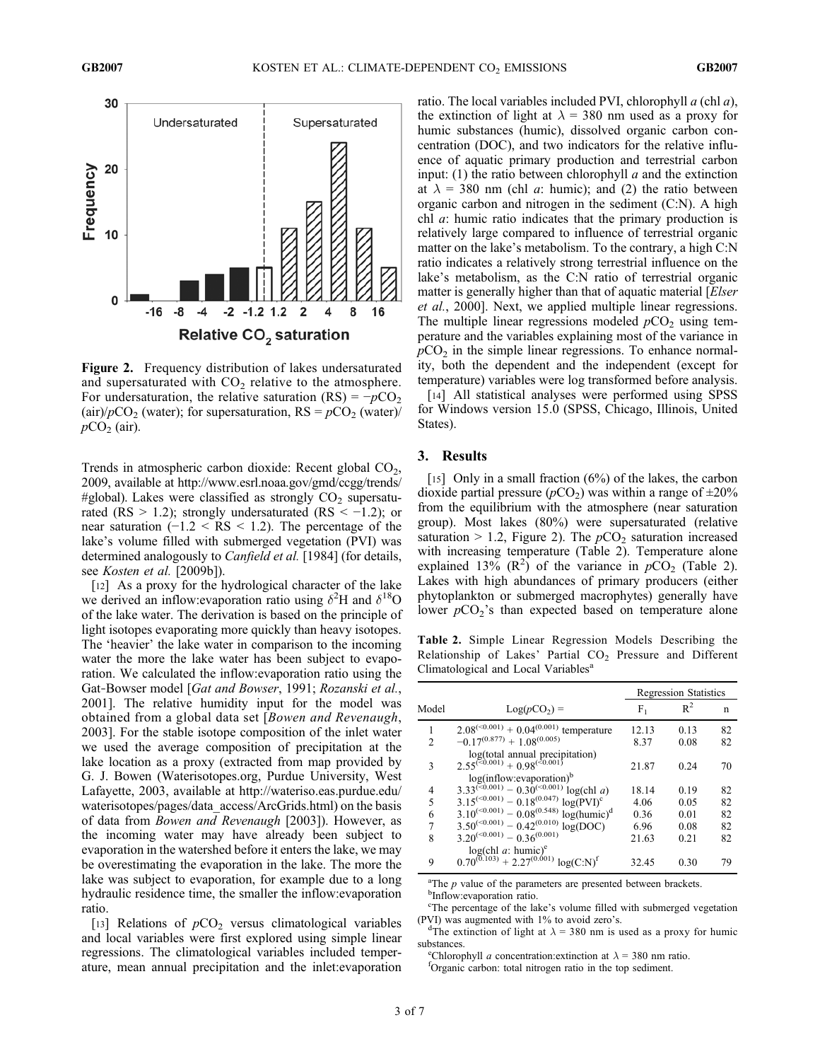**Figure 2.** Frequency distribution of lakes undersaturated and supersaturated with $CO_2$ relative to the atmosphere. For undersaturation, the relative saturation (RS) = $-pCO_2$ (air)/$pCO_2$ (water); for supersaturation, RS = $pCO_2$ (water)/$pCO_2$ (air).

Trends in atmospheric carbon dioxide: Recent global $CO_2$, 2009, available at http://www.esrl.noaa.gov/gmd/ccgg/trends/#global). Lakes were classified as strongly $CO_2$ supersaturated (RS > 1.2); strongly undersaturated (RS < −1.2); or near saturation (−1.2 < RS < 1.2). The percentage of the lake's volume filled with submerged vegetation (PVI) was determined analogously to *Canfield et al.* [1984] (for details, see *Kosten et al.* [2009b]).

[12] As a proxy for the hydrological character of the lake we derived an inflow:evaporation ratio using $\delta^2H$ and $\delta^{18}O$ of the lake water. The derivation is based on the principle of light isotopes evaporating more quickly than heavy isotopes. The 'heavier' the lake water in comparison to the incoming water the more the lake water has been subject to evaporation. We calculated the inflow:evaporation ratio using the Gat-Bowser model [*Gat and Bowser*, 1991; *Rozanski et al.*, 2001]. The relative humidity input for the model was obtained from a global data set [*Bowen and Revenaugh*, 2003]. For the stable isotope composition of the inlet water we used the average composition of precipitation at the lake location as a proxy (extracted from map provided by G. J. Bowen (Waterisotopes.org, Purdue University, West Lafayette, 2003, available at http://wateriso.eas.purdue.edu/waterisotopes/pages/data_access/ArcGrids.html) on the basis of data from *Bowen and Revenaugh* [2003]). However, as the incoming water may have already been subject to evaporation in the watershed before it enters the lake, we may be overestimating the evaporation in the lake. The more the lake was subject to evaporation, for example due to a long hydraulic residence time, the smaller the inflow:evaporation ratio.

[13] Relations of $pCO_2$ versus climatological variables and local variables were first explored using simple linear regressions. The climatological variables included temperature, mean annual precipitation and the inlet:evaporation ratio. The local variables included PVI, chlorophyll *a* (chl *a*), the extinction of light at $\lambda$ = 380 nm used as a proxy for humic substances (humic), dissolved organic carbon concentration (DOC), and two indicators for the relative influence of aquatic primary production and terrestrial carbon input: (1) the ratio between chlorophyll *a* and the extinction at $\lambda$ = 380 nm (chl *a*: humic); and (2) the ratio between organic carbon and nitrogen in the sediment (C:N). A high chl *a*: humic ratio indicates that the primary production is relatively large compared to influence of terrestrial organic matter on the lake's metabolism. To the contrary, a high C:N ratio indicates a relatively strong terrestrial influence on the lake's metabolism, as the C:N ratio of terrestrial organic matter is generally higher than that of aquatic material [*Elser et al.*, 2000]. Next, we applied multiple linear regressions. The multiple linear regressions modeled $pCO_2$ using temperature and the variables explaining most of the variance in $pCO_2$ in the simple linear regressions. To enhance normality, both the dependent and the independent (except for temperature) variables were log transformed before analysis.

[14] All statistical analyses were performed using SPSS for Windows version 15.0 (SPSS, Chicago, Illinois, United States).

## 3. Results

[15] Only in a small fraction (6%) of the lakes, the carbon dioxide partial pressure ($pCO_2$) was within a range of ±20% from the equilibrium with the atmosphere (near saturation group). Most lakes (80%) were supersaturated (relative saturation > 1.2, Figure 2). The $pCO_2$ saturation increased with increasing temperature (Table 2). Temperature alone explained 13% ($R^2$) of the variance in $pCO_2$ (Table 2). Lakes with high abundances of primary producers (either phytoplankton or submerged macrophytes) generally have lower $pCO_2$'s than expected based on temperature alone

**Table 2.** Simple Linear Regression Models Describing the Relationship of Lakes' Partial $CO_2$ Pressure and Different Climatological and Local Variables[a]

| | | Regression Statistics | | |
|---|---|---|---|---|
| Model | Log($pCO_2$) = | $F_1$ | $R^2$ | n |
| 1 | $2.08^{(<0.001)} + 0.04^{(0.001)}$ temperature | 12.13 | 0.13 | 82 |
| 2 | $-0.17^{(0.877)} + 1.08^{(0.005)}$ log(total annual precipitation) | 8.37 | 0.08 | 82 |
| 3 | $2.55^{(<0.001)} + 0.98^{(<0.001)}$ log(inflow:evaporation)[b] | 21.87 | 0.24 | 70 |
| 4 | $3.33^{(<0.001)} - 0.30^{(<0.001)}$ log(chl *a*) | 18.14 | 0.19 | 82 |
| 5 | $3.15^{(<0.001)} - 0.18^{(0.047)}$ log(PVI)[c] | 4.06 | 0.05 | 82 |
| 6 | $3.10^{(<0.001)} - 0.08^{(0.548)}$ log(humic)[d] | 0.36 | 0.01 | 82 |
| 7 | $3.50^{(<0.001)} - 0.42^{(0.010)}$ log(DOC) | 6.96 | 0.08 | 82 |
| 8 | $3.20^{(<0.001)} - 0.36^{(0.001)}$ log(chl *a*: humic)[e] | 21.63 | 0.21 | 82 |
| 9 | $0.70^{(0.103)} + 2.27^{(0.001)}$ log(C:N)[f] | 32.45 | 0.30 | 79 |

[a]The *p* value of the parameters are presented between brackets.
[b]Inflow:evaporation ratio.
[c]The percentage of the lake's volume filled with submerged vegetation (PVI) was augmented with 1% to avoid zero's.
[d]The extinction of light at $\lambda$ = 380 nm is used as a proxy for humic substances.
[e]Chlorophyll *a* concentration:extinction at $\lambda$ = 380 nm ratio.
[f]Organic carbon: total nitrogen ratio in the top sediment.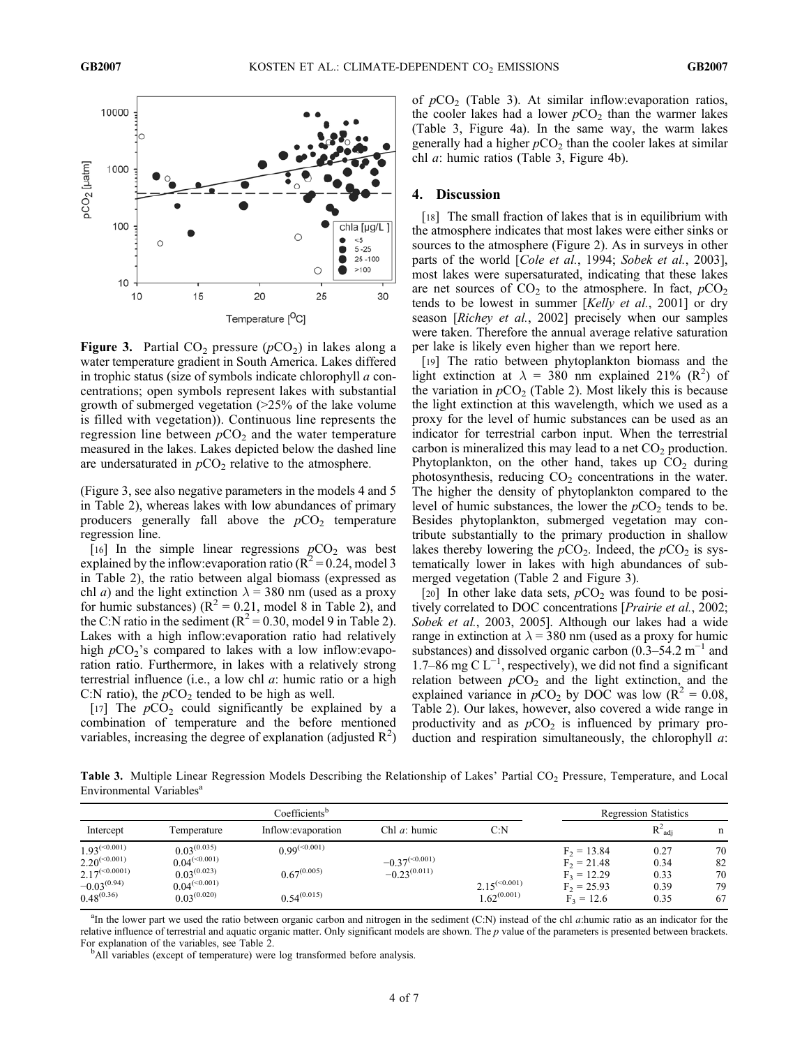**Figure 3.** Partial $CO_2$ pressure ($pCO_2$) in lakes along a water temperature gradient in South America. Lakes differed in trophic status (size of symbols indicate chlorophyll *a* concentrations; open symbols represent lakes with substantial growth of submerged vegetation (>25% of the lake volume is filled with vegetation)). Continuous line represents the regression line between $pCO_2$ and the water temperature measured in the lakes. Lakes depicted below the dashed line are undersaturated in $pCO_2$ relative to the atmosphere.

(Figure 3, see also negative parameters in the models 4 and 5 in Table 2), whereas lakes with low abundances of primary producers generally fall above the $pCO_2$ temperature regression line.

[16] In the simple linear regressions $pCO_2$ was best explained by the inflow:evaporation ratio ($R^2 = 0.24$, model 3 in Table 2), the ratio between algal biomass (expressed as chl *a*) and the light extinction $\lambda = 380$ nm (used as a proxy for humic substances) ($R^2 = 0.21$, model 8 in Table 2), and the C:N ratio in the sediment ($R^2 = 0.30$, model 9 in Table 2). Lakes with a high inflow:evaporation ratio had relatively high $pCO_2$'s compared to lakes with a low inflow:evaporation ratio. Furthermore, in lakes with a relatively strong terrestrial influence (i.e., a low chl *a*: humic ratio or a high C:N ratio), the $pCO_2$ tended to be high as well.

[17] The $pCO_2$ could significantly be explained by a combination of temperature and the before mentioned variables, increasing the degree of explanation (adjusted $R^2$) of $pCO_2$ (Table 3). At similar inflow:evaporation ratios, the cooler lakes had a lower $pCO_2$ than the warmer lakes (Table 3, Figure 4a). In the same way, the warm lakes generally had a higher $pCO_2$ than the cooler lakes at similar chl *a*: humic ratios (Table 3, Figure 4b).

## 4. Discussion

[18] The small fraction of lakes that is in equilibrium with the atmosphere indicates that most lakes were either sinks or sources to the atmosphere (Figure 2). As in surveys in other parts of the world [*Cole et al.*, 1994; *Sobek et al.*, 2003], most lakes were supersaturated, indicating that these lakes are net sources of $CO_2$ to the atmosphere. In fact, $pCO_2$ tends to be lowest in summer [*Kelly et al.*, 2001] or dry season [*Richey et al.*, 2002] precisely when our samples were taken. Therefore the annual average relative saturation per lake is likely even higher than we report here.

[19] The ratio between phytoplankton biomass and the light extinction at $\lambda = 380$ nm explained 21% ($R^2$) of the variation in $pCO_2$ (Table 2). Most likely this is because the light extinction at this wavelength, which we used as a proxy for the level of humic substances can be used as an indicator for terrestrial carbon input. When the terrestrial carbon is mineralized this may lead to a net $CO_2$ production. Phytoplankton, on the other hand, takes up $CO_2$ during photosynthesis, reducing $CO_2$ concentrations in the water. The higher the density of phytoplankton compared to the level of humic substances, the lower the $pCO_2$ tends to be. Besides phytoplankton, submerged vegetation may contribute substantially to the primary production in shallow lakes thereby lowering the $pCO_2$. Indeed, the $pCO_2$ is systematically lower in lakes with high abundances of submerged vegetation (Table 2 and Figure 3).

[20] In other lake data sets, $pCO_2$ was found to be positively correlated to DOC concentrations [*Prairie et al.*, 2002; *Sobek et al.*, 2003, 2005]. Although our lakes had a wide range in extinction at $\lambda = 380$ nm (used as a proxy for humic substances) and dissolved organic carbon (0.3–54.2 $m^{-1}$ and 1.7–86 mg C $L^{-1}$, respectively), we did not find a significant relation between $pCO_2$ and the light extinction, and the explained variance in $pCO_2$ by DOC was low ($R^2 = 0.08$, Table 2). Our lakes, however, also covered a wide range in productivity and as $pCO_2$ is influenced by primary production and respiration simultaneously, the chlorophyll *a*:

**Table 3.** Multiple Linear Regression Models Describing the Relationship of Lakes' Partial $CO_2$ Pressure, Temperature, and Local Environmental Variables[a]

| Coefficients[b] | | | | | Regression Statistics | | |
|---|---|---|---|---|---|---|---|
| Intercept | Temperature | Inflow:evaporation | Chl *a*: humic | C:N | | $R^2_{adj}$ | n |
| $1.93^{(<0.001)}$ | $0.03^{(0.035)}$ | $0.99^{(<0.001)}$ | | | $F_2 = 13.84$ | 0.27 | 70 |
| $2.20^{(<0.001)}$ | $0.04^{(<0.001)}$ | | $-0.37^{(<0.001)}$ | | $F_2 = 21.48$ | 0.34 | 82 |
| $2.17^{(<0.0001)}$ | $0.03^{(0.023)}$ | $0.67^{(0.005)}$ | $-0.23^{(0.011)}$ | | $F_3 = 12.29$ | 0.33 | 70 |
| $-0.03^{(0.94)}$ | $0.04^{(<0.001)}$ | | | $2.15^{(<0.001)}$ | $F_2 = 25.93$ | 0.39 | 79 |
| $0.48^{(0.36)}$ | $0.03^{(0.020)}$ | $0.54^{(0.015)}$ | | $1.62^{(0.001)}$ | $F_3 = 12.6$ | 0.35 | 67 |

[a]In the lower part we used the ratio between organic carbon and nitrogen in the sediment (C:N) instead of the chl *a*:humic ratio as an indicator for the relative influence of terrestrial and aquatic organic matter. Only significant models are shown. The *p* value of the parameters is presented between brackets. For explanation of the variables, see Table 2.

[b]All variables (except of temperature) were log transformed before analysis.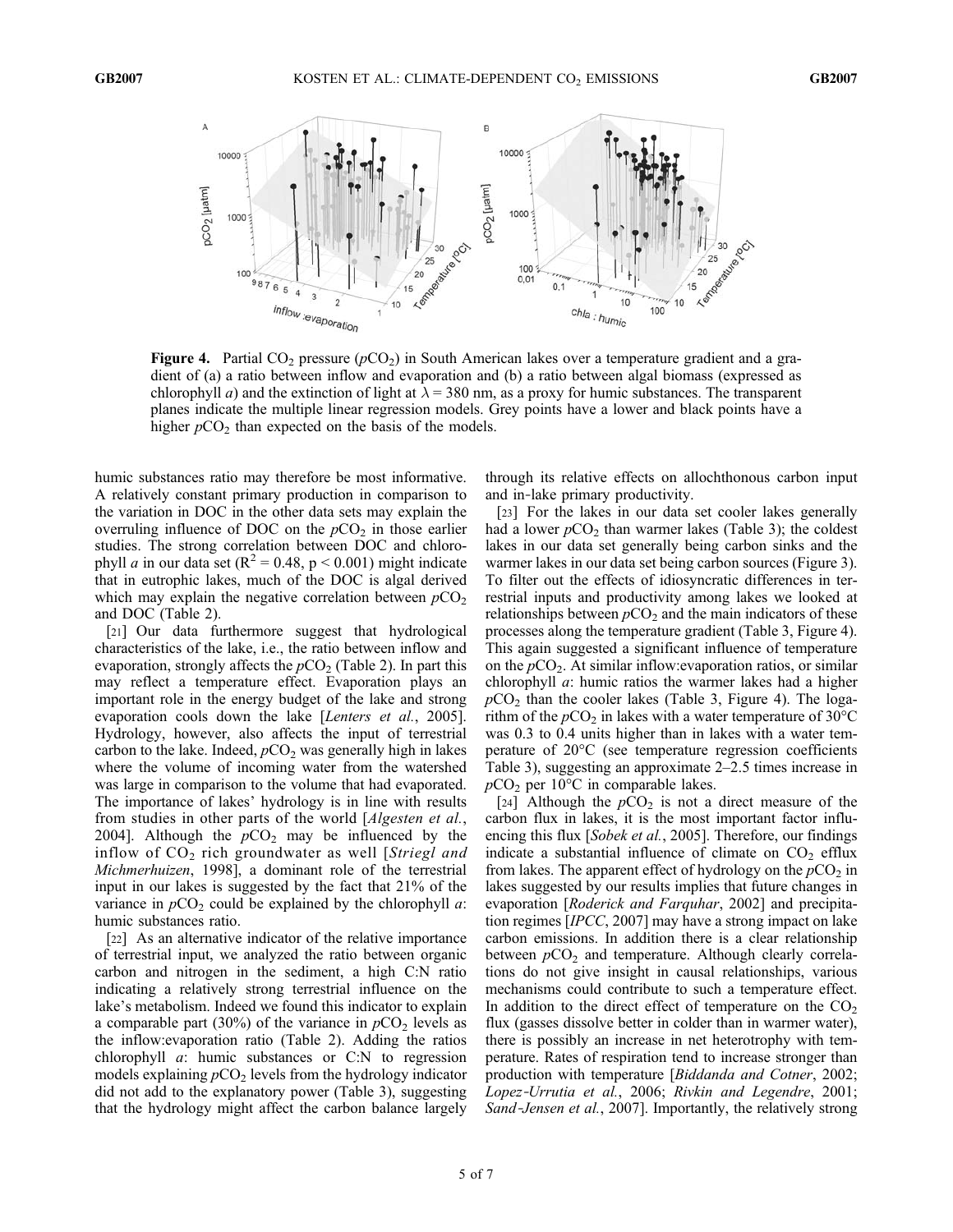**Figure 4.** Partial $CO_2$ pressure ($pCO_2$) in South American lakes over a temperature gradient and a gradient of (a) a ratio between inflow and evaporation and (b) a ratio between algal biomass (expressed as chlorophyll *a*) and the extinction of light at $\lambda = 380$ nm, as a proxy for humic substances. The transparent planes indicate the multiple linear regression models. Grey points have a lower and black points have a higher $pCO_2$ than expected on the basis of the models.

humic substances ratio may therefore be most informative. A relatively constant primary production in comparison to the variation in DOC in the other data sets may explain the overruling influence of DOC on the $pCO_2$ in those earlier studies. The strong correlation between DOC and chlorophyll *a* in our data set ($R^2 = 0.48$, $p < 0.001$) might indicate that in eutrophic lakes, much of the DOC is algal derived which may explain the negative correlation between $pCO_2$ and DOC (Table 2).

[21] Our data furthermore suggest that hydrological characteristics of the lake, i.e., the ratio between inflow and evaporation, strongly affects the $pCO_2$ (Table 2). In part this may reflect a temperature effect. Evaporation plays an important role in the energy budget of the lake and strong evaporation cools down the lake [*Lenters et al.*, 2005]. Hydrology, however, also affects the input of terrestrial carbon to the lake. Indeed, $pCO_2$ was generally high in lakes where the volume of incoming water from the watershed was large in comparison to the volume that had evaporated. The importance of lakes' hydrology is in line with results from studies in other parts of the world [*Algesten et al.*, 2004]. Although the $pCO_2$ may be influenced by the inflow of $CO_2$ rich groundwater as well [*Striegl and Michmerhuizen*, 1998], a dominant role of the terrestrial input in our lakes is suggested by the fact that 21% of the variance in $pCO_2$ could be explained by the chlorophyll *a*: humic substances ratio.

[22] As an alternative indicator of the relative importance of terrestrial input, we analyzed the ratio between organic carbon and nitrogen in the sediment, a high C:N ratio indicating a relatively strong terrestrial influence on the lake's metabolism. Indeed we found this indicator to explain a comparable part (30%) of the variance in $pCO_2$ levels as the inflow:evaporation ratio (Table 2). Adding the ratios chlorophyll *a*: humic substances or C:N to regression models explaining $pCO_2$ levels from the hydrology indicator did not add to the explanatory power (Table 3), suggesting that the hydrology might affect the carbon balance largely through its relative effects on allochthonous carbon input and in-lake primary productivity.

[23] For the lakes in our data set cooler lakes generally had a lower $pCO_2$ than warmer lakes (Table 3); the coldest lakes in our data set generally being carbon sinks and the warmer lakes in our data set being carbon sources (Figure 3). To filter out the effects of idiosyncratic differences in terrestrial inputs and productivity among lakes we looked at relationships between $pCO_2$ and the main indicators of these processes along the temperature gradient (Table 3, Figure 4). This again suggested a significant influence of temperature on the $pCO_2$. At similar inflow:evaporation ratios, or similar chlorophyll *a*: humic ratios the warmer lakes had a higher $pCO_2$ than the cooler lakes (Table 3, Figure 4). The logarithm of the $pCO_2$ in lakes with a water temperature of 30°C was 0.3 to 0.4 units higher than in lakes with a water temperature of 20°C (see temperature regression coefficients Table 3), suggesting an approximate 2–2.5 times increase in $pCO_2$ per 10°C in comparable lakes.

[24] Although the $pCO_2$ is not a direct measure of the carbon flux in lakes, it is the most important factor influencing this flux [*Sobek et al.*, 2005]. Therefore, our findings indicate a substantial influence of climate on $CO_2$ efflux from lakes. The apparent effect of hydrology on the $pCO_2$ in lakes suggested by our results implies that future changes in evaporation [*Roderick and Farquhar*, 2002] and precipitation regimes [*IPCC*, 2007] may have a strong impact on lake carbon emissions. In addition there is a clear relationship between $pCO_2$ and temperature. Although clearly correlations do not give insight in causal relationships, various mechanisms could contribute to such a temperature effect. In addition to the direct effect of temperature on the $CO_2$ flux (gasses dissolve better in colder than in warmer water), there is possibly an increase in net heterotrophy with temperature. Rates of respiration tend to increase stronger than production with temperature [*Biddanda and Cotner*, 2002; *Lopez-Urrutia et al.*, 2006; *Rivkin and Legendre*, 2001; *Sand-Jensen et al.*, 2007]. Importantly, the relatively strong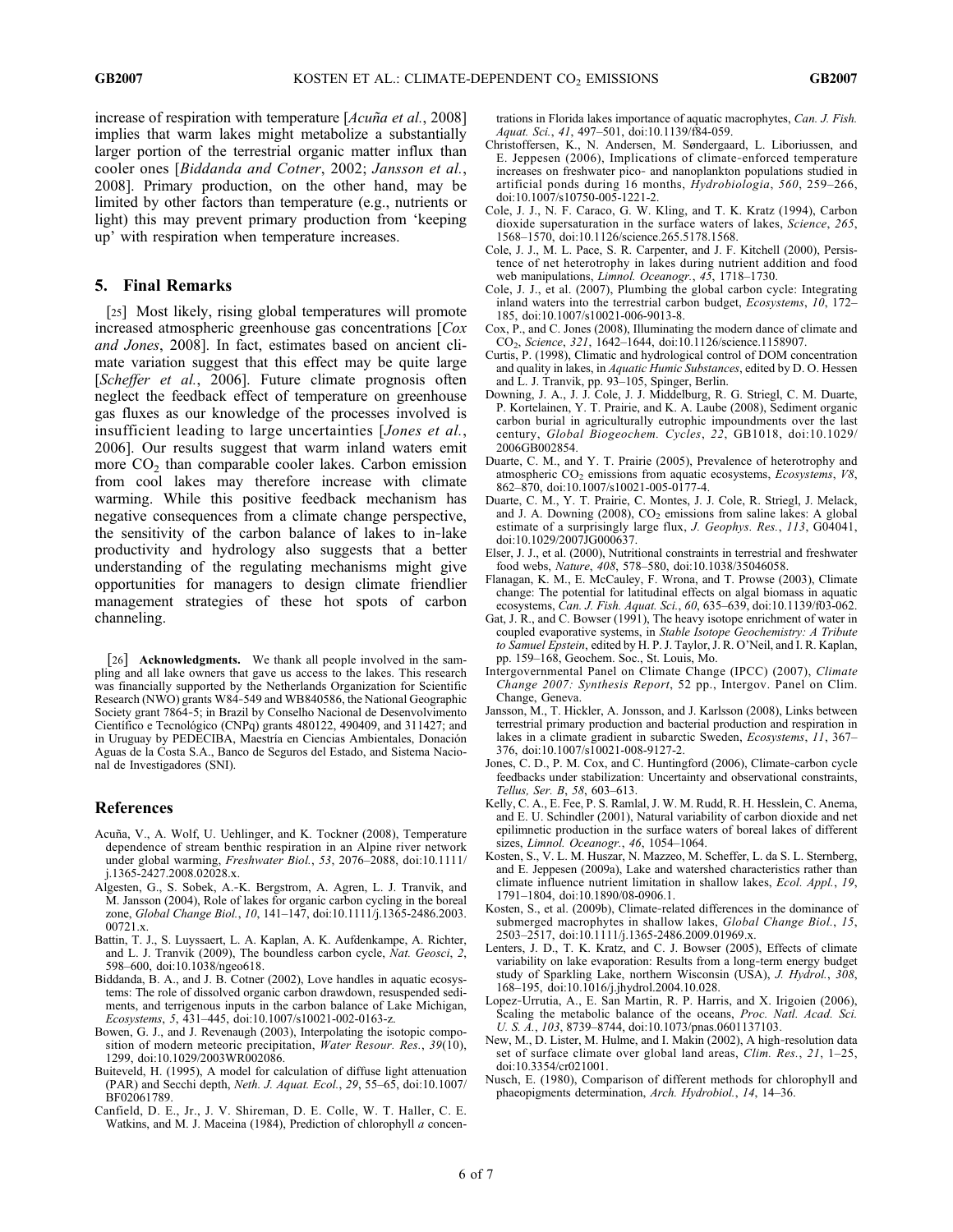increase of respiration with temperature [*Acuña et al.*, 2008] implies that warm lakes might metabolize a substantially larger portion of the terrestrial organic matter influx than cooler ones [*Biddanda and Cotner*, 2002; *Jansson et al.*, 2008]. Primary production, on the other hand, may be limited by other factors than temperature (e.g., nutrients or light) this may prevent primary production from 'keeping up' with respiration when temperature increases.

## 5. Final Remarks

[25] Most likely, rising global temperatures will promote increased atmospheric greenhouse gas concentrations [*Cox and Jones*, 2008]. In fact, estimates based on ancient climate variation suggest that this effect may be quite large [*Scheffer et al.*, 2006]. Future climate prognosis often neglect the feedback effect of temperature on greenhouse gas fluxes as our knowledge of the processes involved is insufficient leading to large uncertainties [*Jones et al.*, 2006]. Our results suggest that warm inland waters emit more $CO_2$ than comparable cooler lakes. Carbon emission from cool lakes may therefore increase with climate warming. While this positive feedback mechanism has negative consequences from a climate change perspective, the sensitivity of the carbon balance of lakes to in-lake productivity and hydrology also suggests that a better understanding of the regulating mechanisms might give opportunities for managers to design climate friendlier management strategies of these hot spots of carbon channeling.

[26] **Acknowledgments.** We thank all people involved in the sampling and all lake owners that gave us access to the lakes. This research was financially supported by the Netherlands Organization for Scientific Research (NWO) grants W84-549 and WB840586, the National Geographic Society grant 7864-5; in Brazil by Conselho Nacional de Desenvolvimento Científico e Tecnológico (CNPq) grants 480122, 490409, and 311427; and in Uruguay by PEDECIBA, Maestría en Ciencias Ambientales, Donación Aguas de la Costa S.A., Banco de Seguros del Estado, and Sistema Nacional de Investigadores (SNI).

## References

Acuña, V., A. Wolf, U. Uehlinger, and K. Tockner (2008), Temperature dependence of stream benthic respiration in an Alpine river network under global warming, *Freshwater Biol.*, *53*, 2076–2088, doi:10.1111/j.1365-2427.2008.02028.x.

Algesten, G., S. Sobek, A.-K. Bergstrom, A. Agren, L. J. Tranvik, and M. Jansson (2004), Role of lakes for organic carbon cycling in the boreal zone, *Global Change Biol.*, *10*, 141–147, doi:10.1111/j.1365-2486.2003.00721.x.

Battin, T. J., S. Luyssaert, L. A. Kaplan, A. K. Aufdenkampe, A. Richter, and L. J. Tranvik (2009), The boundless carbon cycle, *Nat. Geosci*, *2*, 598–600, doi:10.1038/ngeo618.

Biddanda, B. A., and J. B. Cotner (2002), Love handles in aquatic ecosystems: The role of dissolved organic carbon drawdown, resuspended sediments, and terrigenous inputs in the carbon balance of Lake Michigan, *Ecosystems*, *5*, 431–445, doi:10.1007/s10021-002-0163-z.

Bowen, G. J., and J. Revenaugh (2003), Interpolating the isotopic composition of modern meteoric precipitation, *Water Resour. Res.*, *39*(10), 1299, doi:10.1029/2003WR002086.

Buiteveld, H. (1995), A model for calculation of diffuse light attenuation (PAR) and Secchi depth, *Neth. J. Aquat. Ecol.*, *29*, 55–65, doi:10.1007/BF02061789.

Canfield, D. E., Jr., J. V. Shireman, D. E. Colle, W. T. Haller, C. E. Watkins, and M. J. Maceina (1984), Prediction of chlorophyll *a* concentrations in Florida lakes importance of aquatic macrophytes, *Can. J. Fish. Aquat. Sci.*, *41*, 497–501, doi:10.1139/f84-059.

Christoffersen, K., N. Andersen, M. Søndergaard, L. Liboriussen, and E. Jeppesen (2006), Implications of climate-enforced temperature increases on freshwater pico- and nanoplankton populations studied in artificial ponds during 16 months, *Hydrobiologia*, *560*, 259–266, doi:10.1007/s10750-005-1221-2.

Cole, J. J., N. F. Caraco, G. W. Kling, and T. K. Kratz (1994), Carbon dioxide supersaturation in the surface waters of lakes, *Science*, *265*, 1568–1570, doi:10.1126/science.265.5178.1568.

Cole, J. J., M. L. Pace, S. R. Carpenter, and J. F. Kitchell (2000), Persistence of net heterotrophy in lakes during nutrient addition and food web manipulations, *Limnol. Oceanogr.*, *45*, 1718–1730.

Cole, J. J., et al. (2007), Plumbing the global carbon cycle: Integrating inland waters into the terrestrial carbon budget, *Ecosystems*, *10*, 172–185, doi:10.1007/s10021-006-9013-8.

Cox, P., and C. Jones (2008), Illuminating the modern dance of climate and $CO_2$, *Science*, *321*, 1642–1644, doi:10.1126/science.1158907.

Curtis, P. (1998), Climatic and hydrological control of DOM concentration and quality in lakes, in *Aquatic Humic Substances*, edited by D. O. Hessen and L. J. Tranvik, pp. 93–105, Spinger, Berlin.

Downing, J. A., J. J. Cole, J. J. Middelburg, R. G. Striegl, C. M. Duarte, P. Kortelainen, Y. T. Prairie, and K. A. Laube (2008), Sediment organic carbon burial in agriculturally eutrophic impoundments over the last century, *Global Biogeochem. Cycles*, *22*, GB1018, doi:10.1029/2006GB002854.

Duarte, C. M., and Y. T. Prairie (2005), Prevalence of heterotrophy and atmospheric $CO_2$ emissions from aquatic ecosystems, *Ecosystems*, *V8*, 862–870, doi:10.1007/s10021-005-0177-4.

Duarte, C. M., Y. T. Prairie, C. Montes, J. J. Cole, R. Striegl, J. Melack, and J. A. Downing (2008), $CO_2$ emissions from saline lakes: A global estimate of a surprisingly large flux, *J. Geophys. Res.*, *113*, G04041, doi:10.1029/2007JG000637.

Elser, J. J., et al. (2000), Nutritional constraints in terrestrial and freshwater food webs, *Nature*, *408*, 578–580, doi:10.1038/35046058.

Flanagan, K. M., E. McCauley, F. Wrona, and T. Prowse (2003), Climate change: The potential for latitudinal effects on algal biomass in aquatic ecosystems, *Can. J. Fish. Aquat. Sci.*, *60*, 635–639, doi:10.1139/f03-062.

Gat, J. R., and C. Bowser (1991), The heavy isotope enrichment of water in coupled evaporative systems, in *Stable Isotope Geochemistry: A Tribute to Samuel Epstein*, edited by H. P. J. Taylor, J. R. O'Neil, and I. R. Kaplan, pp. 159–168, Geochem. Soc., St. Louis, Mo.

Intergovernmental Panel on Climate Change (IPCC) (2007), *Climate Change 2007: Synthesis Report*, 52 pp., Intergov. Panel on Clim. Change, Geneva.

Jansson, M., T. Hickler, A. Jonsson, and J. Karlsson (2008), Links between terrestrial primary production and bacterial production and respiration in lakes in a climate gradient in subarctic Sweden, *Ecosystems*, *11*, 367–376, doi:10.1007/s10021-008-9127-2.

Jones, C. D., P. M. Cox, and C. Huntingford (2006), Climate-carbon cycle feedbacks under stabilization: Uncertainty and observational constraints, *Tellus, Ser. B*, *58*, 603–613.

Kelly, C. A., E. Fee, P. S. Ramlal, J. W. M. Rudd, R. H. Hesslein, C. Anema, and E. U. Schindler (2001), Natural variability of carbon dioxide and net epilimnetic production in the surface waters of boreal lakes of different sizes, *Limnol. Oceanogr.*, *46*, 1054–1064.

Kosten, S., V. L. M. Huszar, N. Mazzeo, M. Scheffer, L. da S. L. Sternberg, and E. Jeppesen (2009a), Lake and watershed characteristics rather than climate influence nutrient limitation in shallow lakes, *Ecol. Appl.*, *19*, 1791–1804, doi:10.1890/08-0906.1.

Kosten, S., et al. (2009b), Climate-related differences in the dominance of submerged macrophytes in shallow lakes, *Global Change Biol.*, *15*, 2503–2517, doi:10.1111/j.1365-2486.2009.01969.x.

Lenters, J. D., T. K. Kratz, and C. J. Bowser (2005), Effects of climate variability on lake evaporation: Results from a long-term energy budget study of Sparkling Lake, northern Wisconsin (USA), *J. Hydrol.*, *308*, 168–195, doi:10.1016/j.jhydrol.2004.10.028.

Lopez-Urrutia, A., E. San Martin, R. P. Harris, and X. Irigoien (2006), Scaling the metabolic balance of the oceans, *Proc. Natl. Acad. Sci. U. S. A.*, *103*, 8739–8744, doi:10.1073/pnas.0601137103.

New, M., D. Lister, M. Hulme, and I. Makin (2002), A high-resolution data set of surface climate over global land areas, *Clim. Res.*, *21*, 1–25, doi:10.3354/cr021001.

Nusch, E. (1980), Comparison of different methods for chlorophyll and phaeopigments determination, *Arch. Hydrobiol.*, *14*, 14–36.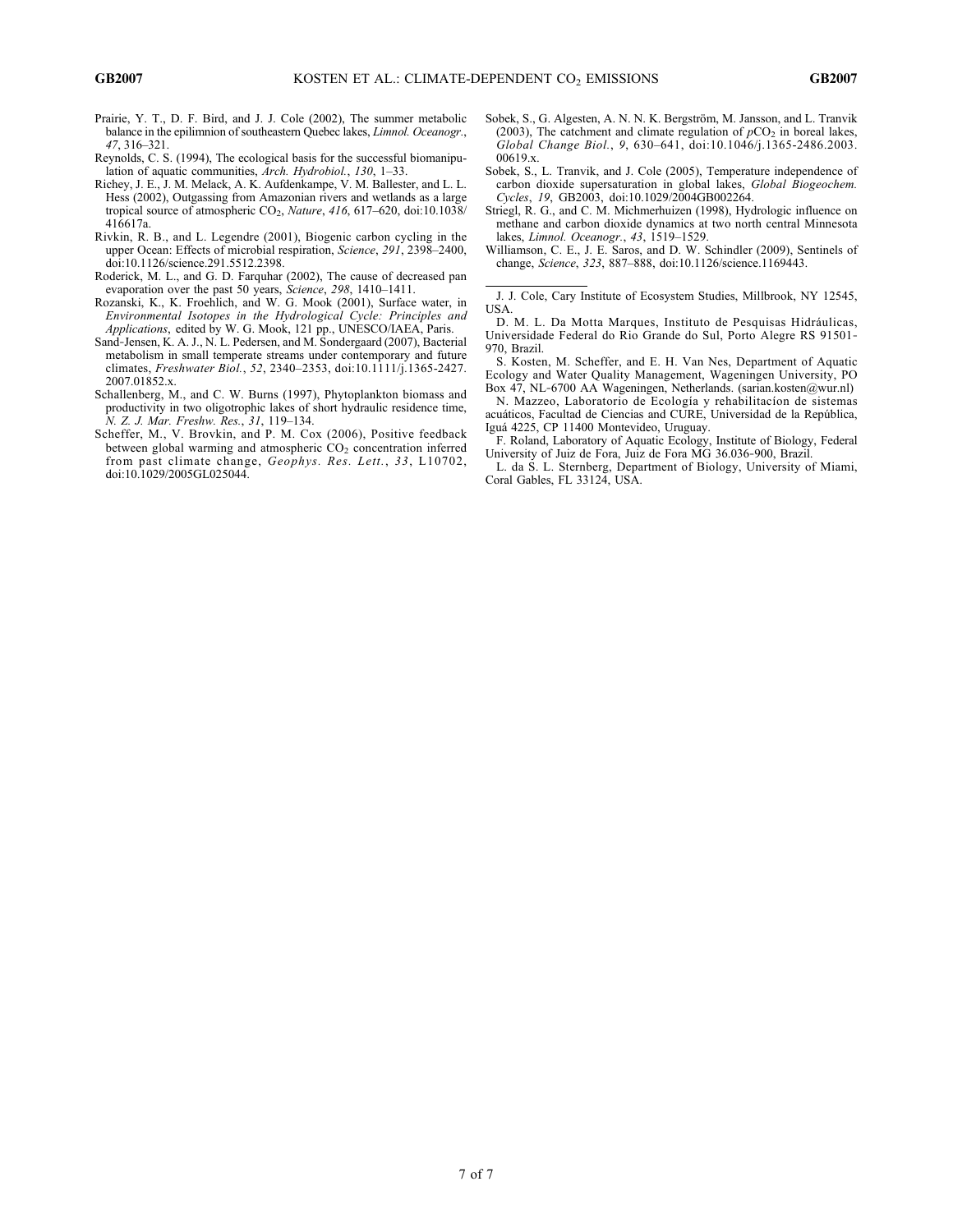Prairie, Y. T., D. F. Bird, and J. J. Cole (2002), The summer metabolic balance in the epilimnion of southeastern Quebec lakes, *Limnol. Oceanogr.*, *47*, 316–321.

Reynolds, C. S. (1994), The ecological basis for the successful biomanipulation of aquatic communities, *Arch. Hydrobiol.*, *130*, 1–33.

Richey, J. E., J. M. Melack, A. K. Aufdenkampe, V. M. Ballester, and L. L. Hess (2002), Outgassing from Amazonian rivers and wetlands as a large tropical source of atmospheric $CO_2$, *Nature*, *416*, 617–620, doi:10.1038/416617a.

Rivkin, R. B., and L. Legendre (2001), Biogenic carbon cycling in the upper Ocean: Effects of microbial respiration, *Science*, *291*, 2398–2400, doi:10.1126/science.291.5512.2398.

Roderick, M. L., and G. D. Farquhar (2002), The cause of decreased pan evaporation over the past 50 years, *Science*, *298*, 1410–1411.

Rozanski, K., K. Froehlich, and W. G. Mook (2001), Surface water, in *Environmental Isotopes in the Hydrological Cycle: Principles and Applications*, edited by W. G. Mook, 121 pp., UNESCO/IAEA, Paris.

Sand-Jensen, K. A. J., N. L. Pedersen, and M. Sondergaard (2007), Bacterial metabolism in small temperate streams under contemporary and future climates, *Freshwater Biol.*, *52*, 2340–2353, doi:10.1111/j.1365-2427.2007.01852.x.

Schallenberg, M., and C. W. Burns (1997), Phytoplankton biomass and productivity in two oligotrophic lakes of short hydraulic residence time, *N. Z. J. Mar. Freshw. Res.*, *31*, 119–134.

Scheffer, M., V. Brovkin, and P. M. Cox (2006), Positive feedback between global warming and atmospheric $CO_2$ concentration inferred from past climate change, *Geophys. Res. Lett.*, *33*, L10702, doi:10.1029/2005GL025044.

Sobek, S., G. Algesten, A. N. N. K. Bergström, M. Jansson, and L. Tranvik (2003), The catchment and climate regulation of $pCO_2$ in boreal lakes, *Global Change Biol.*, *9*, 630–641, doi:10.1046/j.1365-2486.2003.00619.x.

Sobek, S., L. Tranvik, and J. Cole (2005), Temperature independence of carbon dioxide supersaturation in global lakes, *Global Biogeochem. Cycles*, *19*, GB2003, doi:10.1029/2004GB002264.

Striegl, R. G., and C. M. Michmerhuizen (1998), Hydrologic influence on methane and carbon dioxide dynamics at two north central Minnesota lakes, *Limnol. Oceanogr.*, *43*, 1519–1529.

Williamson, C. E., J. E. Saros, and D. W. Schindler (2009), Sentinels of change, *Science*, *323*, 887–888, doi:10.1126/science.1169443.

---

J. J. Cole, Cary Institute of Ecosystem Studies, Millbrook, NY 12545, USA.

D. M. L. Da Motta Marques, Instituto de Pesquisas Hidráulicas, Universidade Federal do Rio Grande do Sul, Porto Alegre RS 91501-970, Brazil.

S. Kosten, M. Scheffer, and E. H. Van Nes, Department of Aquatic Ecology and Water Quality Management, Wageningen University, PO Box 47, NL-6700 AA Wageningen, Netherlands. (sarian.kosten@wur.nl)

N. Mazzeo, Laboratorio de Ecología y rehabilitacíon de sistemas acuáticos, Facultad de Ciencias and CURE, Universidad de la República, Iguá 4225, CP 11400 Montevideo, Uruguay.

F. Roland, Laboratory of Aquatic Ecology, Institute of Biology, Federal University of Juiz de Fora, Juiz de Fora MG 36.036-900, Brazil.

L. da S. L. Sternberg, Department of Biology, University of Miami, Coral Gables, FL 33124, USA.